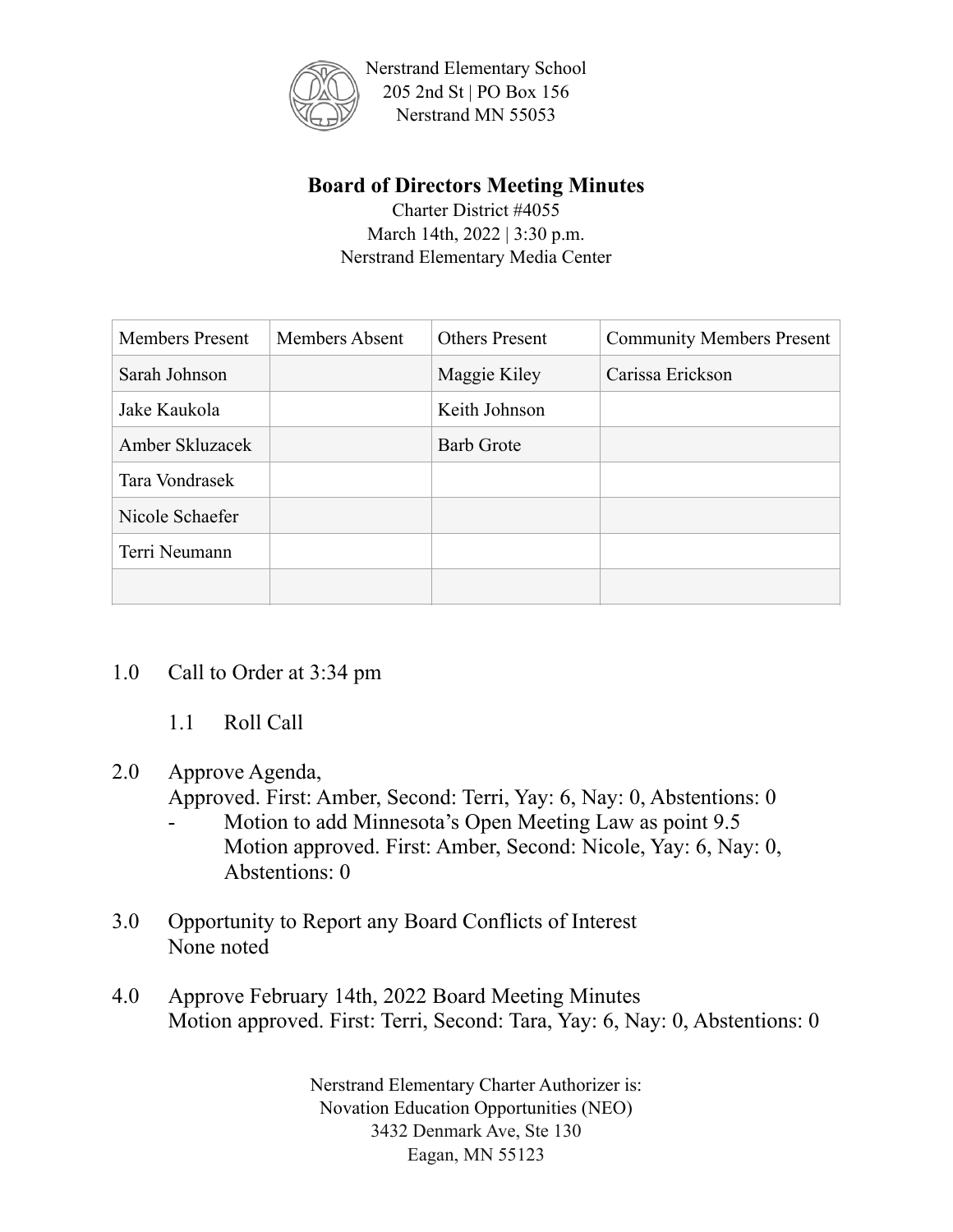Nerstrand Elementary School
205 2nd St | PO Box 156
Nerstrand MN 55053

# Board of Directors Meeting Minutes

Charter District #4055
March 14th, 2022 | 3:30 p.m.
Nerstrand Elementary Media Center

| Members Present | Members Absent | Others Present | Community Members Present |
|---|---|---|---|
| Sarah Johnson | | Maggie Kiley | Carissa Erickson |
| Jake Kaukola | | Keith Johnson | |
| Amber Skluzacek | | Barb Grote | |
| Tara Vondrasek | | | |
| Nicole Schaefer | | | |
| Terri Neumann | | | |
| | | | |

1.0 Call to Order at 3:34 pm

  1.1 Roll Call

2.0 Approve Agenda,
  Approved. First: Amber, Second: Terri, Yay: 6, Nay: 0, Abstentions: 0
  - Motion to add Minnesota's Open Meeting Law as point 9.5
    Motion approved. First: Amber, Second: Nicole, Yay: 6, Nay: 0, Abstentions: 0

3.0 Opportunity to Report any Board Conflicts of Interest
  None noted

4.0 Approve February 14th, 2022 Board Meeting Minutes
  Motion approved. First: Terri, Second: Tara, Yay: 6, Nay: 0, Abstentions: 0

Nerstrand Elementary Charter Authorizer is:
Novation Education Opportunities (NEO)
3432 Denmark Ave, Ste 130
Eagan, MN 55123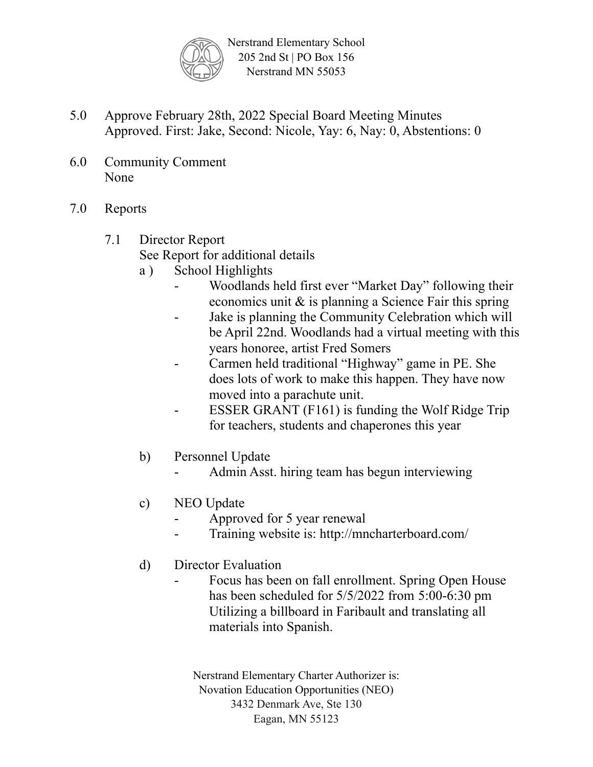Nerstrand Elementary School
205 2nd St | PO Box 156
Nerstrand MN 55053

5.0 Approve February 28th, 2022 Special Board Meeting Minutes
Approved. First: Jake, Second: Nicole, Yay: 6, Nay: 0, Abstentions: 0

6.0 Community Comment
None

7.0 Reports

7.1 Director Report
See Report for additional details

a ) School Highlights
- Woodlands held first ever "Market Day" following their economics unit & is planning a Science Fair this spring
- Jake is planning the Community Celebration which will be April 22nd. Woodlands had a virtual meeting with this years honoree, artist Fred Somers
- Carmen held traditional "Highway" game in PE. She does lots of work to make this happen. They have now moved into a parachute unit.
- ESSER GRANT (F161) is funding the Wolf Ridge Trip for teachers, students and chaperones this year

b) Personnel Update
- Admin Asst. hiring team has begun interviewing

c) NEO Update
- Approved for 5 year renewal
- Training website is: http://mncharterboard.com/

d) Director Evaluation
- Focus has been on fall enrollment. Spring Open House has been scheduled for 5/5/2022 from 5:00-6:30 pm Utilizing a billboard in Faribault and translating all materials into Spanish.

Nerstrand Elementary Charter Authorizer is:
Novation Education Opportunities (NEO)
3432 Denmark Ave, Ste 130
Eagan, MN 55123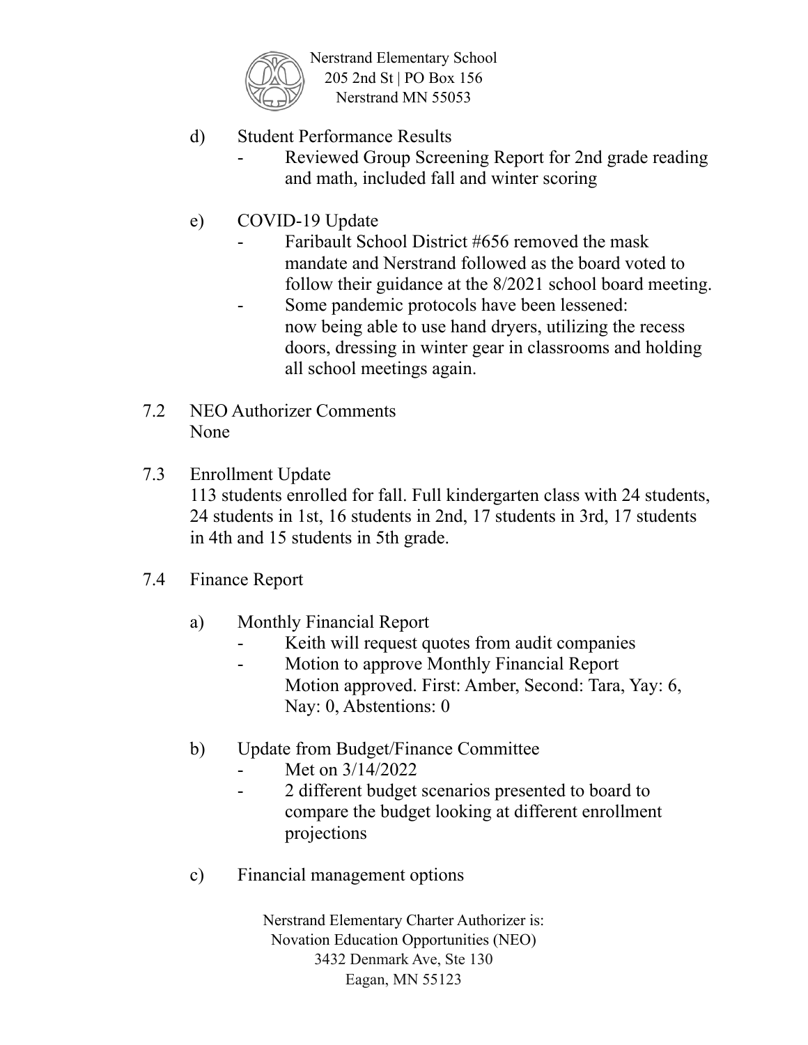d) Student Performance Results
   - Reviewed Group Screening Report for 2nd grade reading and math, included fall and winter scoring

e) COVID-19 Update
   - Faribault School District #656 removed the mask mandate and Nerstrand followed as the board voted to follow their guidance at the 8/2021 school board meeting.
   - Some pandemic protocols have been lessened: now being able to use hand dryers, utilizing the recess doors, dressing in winter gear in classrooms and holding all school meetings again.

7.2 NEO Authorizer Comments
None

7.3 Enrollment Update
113 students enrolled for fall. Full kindergarten class with 24 students, 24 students in 1st, 16 students in 2nd, 17 students in 3rd, 17 students in 4th and 15 students in 5th grade.

7.4 Finance Report

a) Monthly Financial Report
   - Keith will request quotes from audit companies
   - Motion to approve Monthly Financial Report
     Motion approved. First: Amber, Second: Tara, Yay: 6, Nay: 0, Abstentions: 0

b) Update from Budget/Finance Committee
   - Met on 3/14/2022
   - 2 different budget scenarios presented to board to compare the budget looking at different enrollment projections

c) Financial management options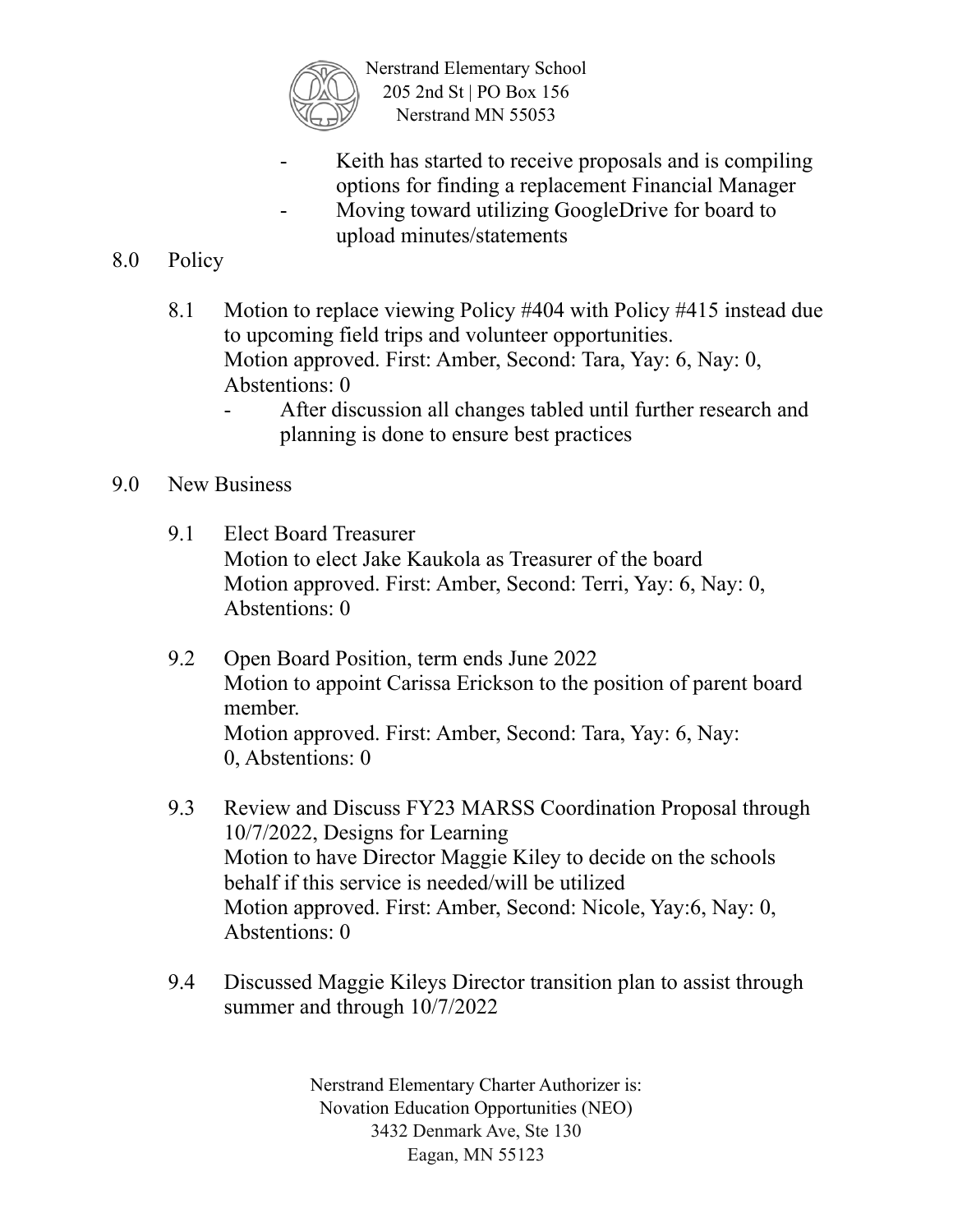- Keith has started to receive proposals and is compiling options for finding a replacement Financial Manager
- Moving toward utilizing GoogleDrive for board to upload minutes/statements

8.0 Policy

8.1 Motion to replace viewing Policy #404 with Policy #415 instead due to upcoming field trips and volunteer opportunities.
Motion approved. First: Amber, Second: Tara, Yay: 6, Nay: 0, Abstentions: 0

- After discussion all changes tabled until further research and planning is done to ensure best practices

9.0 New Business

9.1 Elect Board Treasurer
Motion to elect Jake Kaukola as Treasurer of the board
Motion approved. First: Amber, Second: Terri, Yay: 6, Nay: 0, Abstentions: 0

9.2 Open Board Position, term ends June 2022
Motion to appoint Carissa Erickson to the position of parent board member.
Motion approved. First: Amber, Second: Tara, Yay: 6, Nay: 0, Abstentions: 0

9.3 Review and Discuss FY23 MARSS Coordination Proposal through 10/7/2022, Designs for Learning
Motion to have Director Maggie Kiley to decide on the schools behalf if this service is needed/will be utilized
Motion approved. First: Amber, Second: Nicole, Yay:6, Nay: 0, Abstentions: 0

9.4 Discussed Maggie Kileys Director transition plan to assist through summer and through 10/7/2022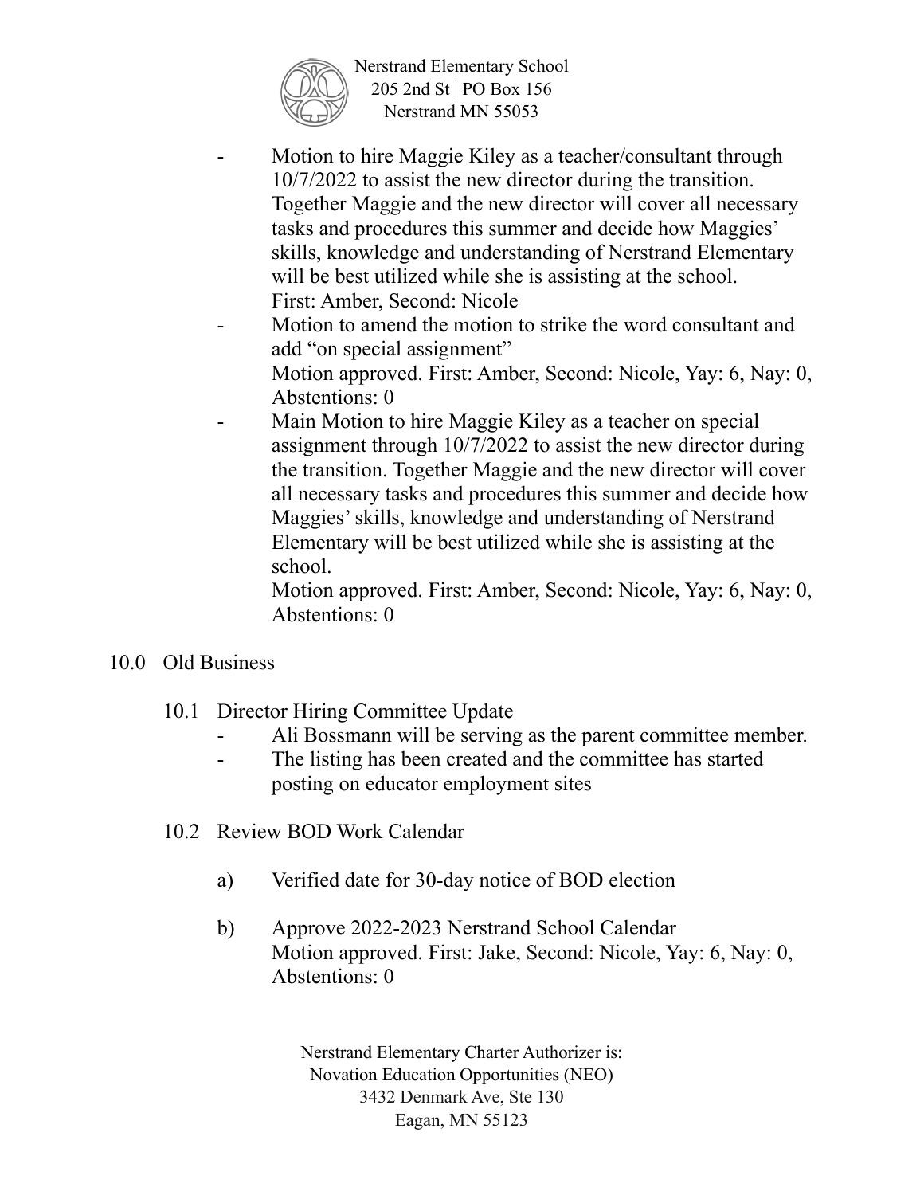- Motion to hire Maggie Kiley as a teacher/consultant through 10/7/2022 to assist the new director during the transition. Together Maggie and the new director will cover all necessary tasks and procedures this summer and decide how Maggies' skills, knowledge and understanding of Nerstrand Elementary will be best utilized while she is assisting at the school.
  First: Amber, Second: Nicole
- Motion to amend the motion to strike the word consultant and add "on special assignment"
  Motion approved. First: Amber, Second: Nicole, Yay: 6, Nay: 0, Abstentions: 0
- Main Motion to hire Maggie Kiley as a teacher on special assignment through 10/7/2022 to assist the new director during the transition. Together Maggie and the new director will cover all necessary tasks and procedures this summer and decide how Maggies' skills, knowledge and understanding of Nerstrand Elementary will be best utilized while she is assisting at the school.
  Motion approved. First: Amber, Second: Nicole, Yay: 6, Nay: 0, Abstentions: 0

## 10.0 Old Business

### 10.1 Director Hiring Committee Update

- Ali Bossmann will be serving as the parent committee member.
- The listing has been created and the committee has started posting on educator employment sites

### 10.2 Review BOD Work Calendar

a) Verified date for 30-day notice of BOD election

b) Approve 2022-2023 Nerstrand School Calendar
Motion approved. First: Jake, Second: Nicole, Yay: 6, Nay: 0, Abstentions: 0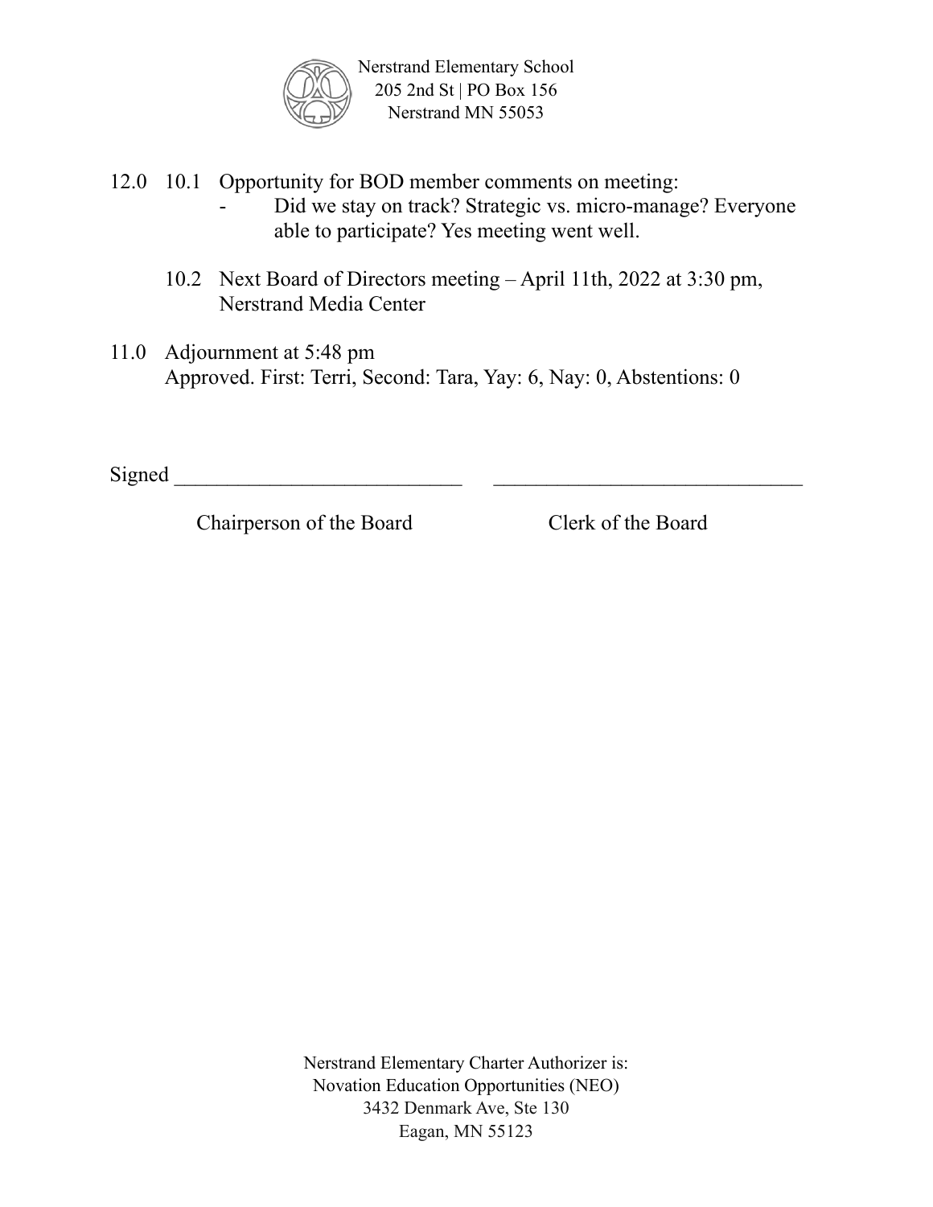12.0 10.1 Opportunity for BOD member comments on meeting:

- Did we stay on track? Strategic vs. micro-manage? Everyone able to participate? Yes meeting went well.

10.2 Next Board of Directors meeting – April 11th, 2022 at 3:30 pm, Nerstrand Media Center

11.0 Adjournment at 5:48 pm
Approved. First: Terri, Second: Tara, Yay: 6, Nay: 0, Abstentions: 0

Signed ___________________________ ______________________________

Chairperson of the Board Clerk of the Board

Nerstrand Elementary Charter Authorizer is:
Novation Education Opportunities (NEO)
3432 Denmark Ave, Ste 130
Eagan, MN 55123